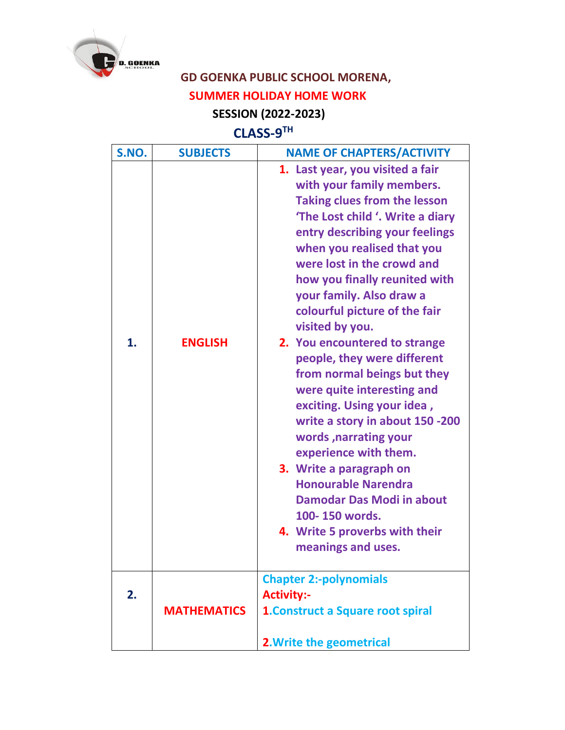# GD GOENKA PUBLIC SCHOOL MORENA,

## SUMMER HOLIDAY HOME WORK

### SESSION (2022-2023)

### CLASS-9TH

| S.NO. | SUBJECTS | NAME OF CHAPTERS/ACTIVITY |
|---|---|---|
| 1. | ENGLISH | 1. Last year, you visited a fair with your family members. Taking clues from the lesson 'The Lost child '. Write a diary entry describing your feelings when you realised that you were lost in the crowd and how you finally reunited with your family. Also draw a colourful picture of the fair visited by you.<br>2. You encountered to strange people, they were different from normal beings but they were quite interesting and exciting. Using your idea , write a story in about 150 -200 words ,narrating your experience with them.<br>3. Write a paragraph on Honourable Narendra Damodar Das Modi in about 100- 150 words.<br>4. Write 5 proverbs with their meanings and uses. |
| 2. | MATHEMATICS | Chapter 2:-polynomials<br>Activity:-<br>1.Construct a Square root spiral<br><br>2.Write the geometrical |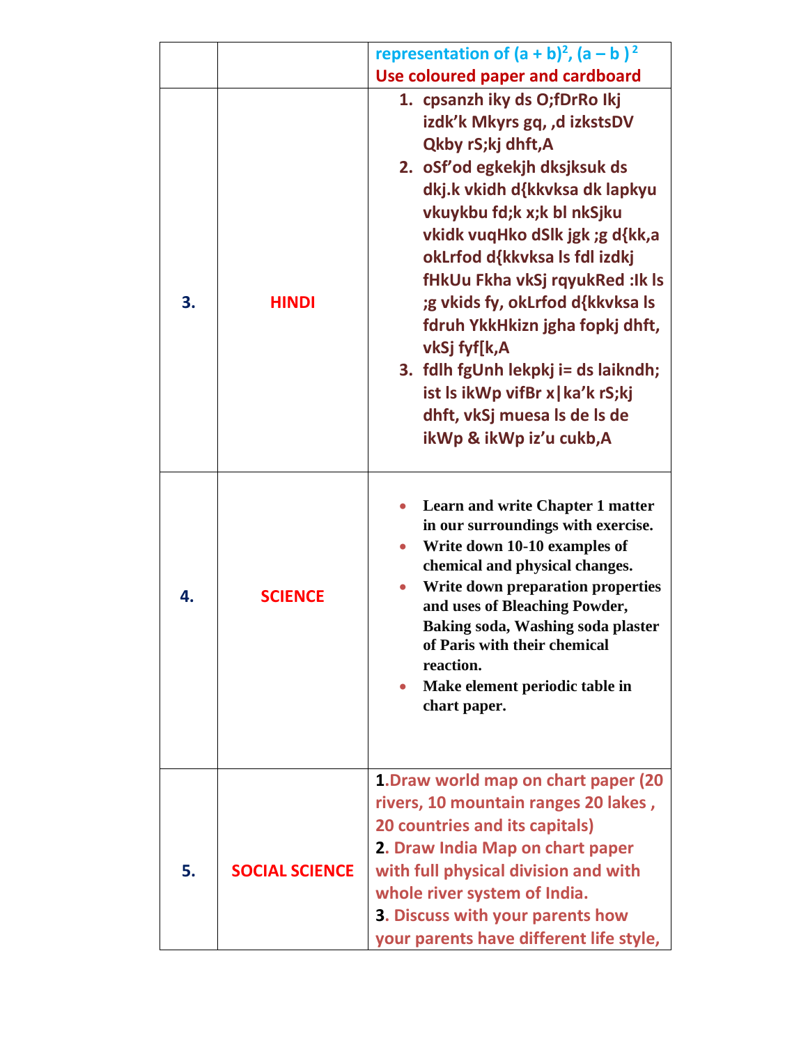| | | representation of $(a + b)^2$, $(a – b)^2$<br>Use coloured paper and cardboard |
|---|---|---|
| 3. | HINDI | 1. cpsanzh iky ds O;fDrRo Ikj izdk'k Mkyrs gq, ,d izkstsDV Qkby rS;kj dhft,A<br>2. oSf'od egkekjh dksjksuk ds dkj.k vkidh d{kkvksa dk lapkyu vkuykbu fd;k x;k bl nkSjku vkidk vuqHko dSlk jgk ;g d{kk,a okLrfod d{kkvksa ls fdl izdkj fHkUu Fkha vkSj rqyukRed :Ik ls ;g vkids fy, okLrfod d{kkvksa ls fdruh YkkHkizn jgha fopkj dhft, vkSj fyf[k,A<br>3. fdlh fgUnh lekpkj i= ds laikndh; ist ls ikWp vifBr x\|ka'k rS;kj dhft, vkSj muesa ls de ls de ikWp & ikWp iz'u cukb,A |
| 4. | SCIENCE | • Learn and write Chapter 1 matter in our surroundings with exercise.<br>• Write down 10-10 examples of chemical and physical changes.<br>• Write down preparation properties and uses of Bleaching Powder, Baking soda, Washing soda plaster of Paris with their chemical reaction.<br>• Make element periodic table in chart paper. |
| 5. | SOCIAL SCIENCE | 1.Draw world map on chart paper (20 rivers, 10 mountain ranges 20 lakes , 20 countries and its capitals)<br>2. Draw India Map on chart paper with full physical division and with whole river system of India.<br>3. Discuss with your parents how your parents have different life style, |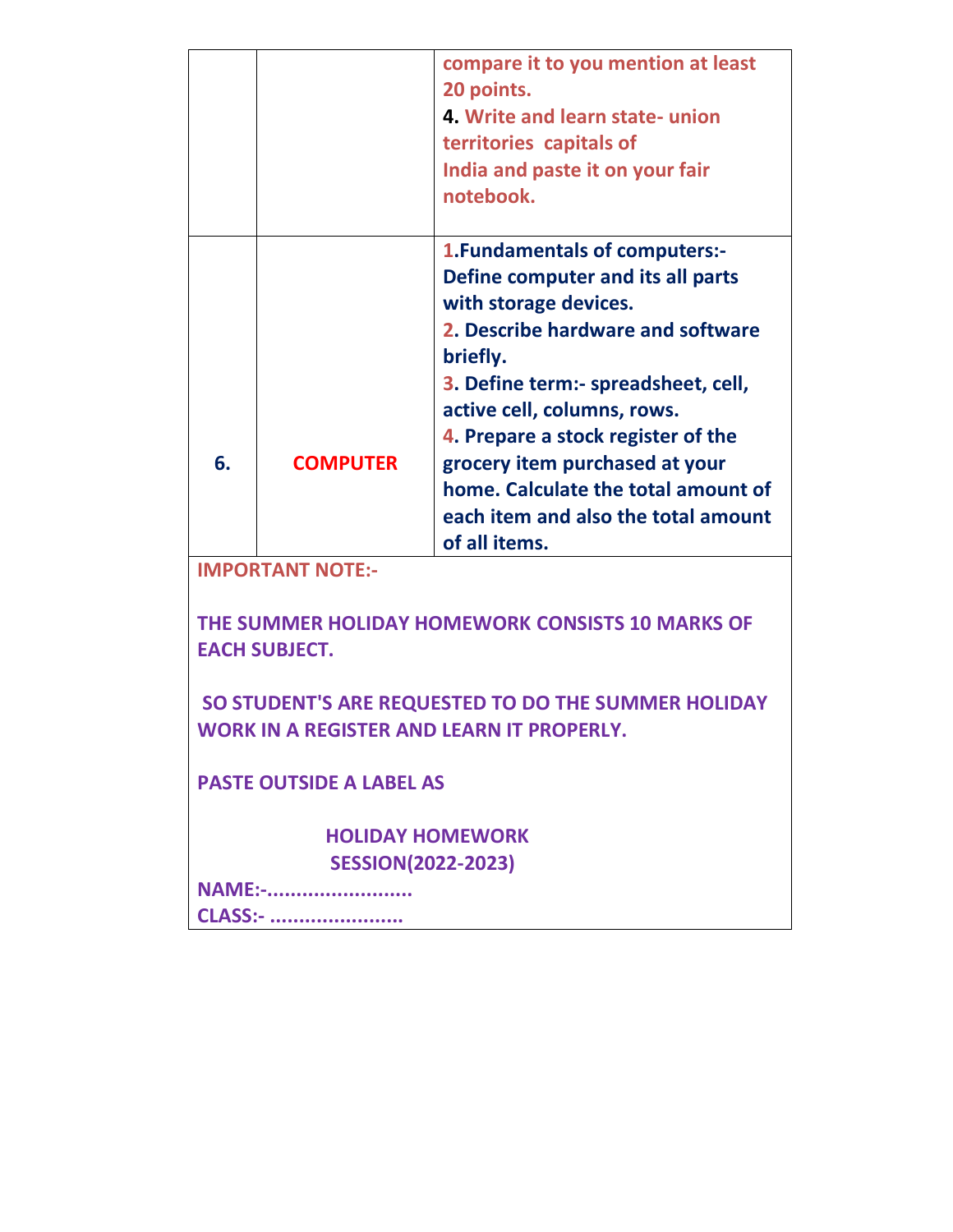| | | |
|---|---|---|
| | | compare it to you mention at least 20 points.<br>**4.** Write and learn state- union territories capitals of India and paste it on your fair notebook. |
| **6.** | **COMPUTER** | **1.Fundamentals of computers:- Define computer and its all parts with storage devices.**<br>**2. Describe hardware and software briefly.**<br>**3. Define term:- spreadsheet, cell, active cell, columns, rows.**<br>**4. Prepare a stock register of the grocery item purchased at your home. Calculate the total amount of each item and also the total amount of all items.** |

**IMPORTANT NOTE:-**

**THE SUMMER HOLIDAY HOMEWORK CONSISTS 10 MARKS OF EACH SUBJECT.**

**SO STUDENT'S ARE REQUESTED TO DO THE SUMMER HOLIDAY WORK IN A REGISTER AND LEARN IT PROPERLY.**

**PASTE OUTSIDE A LABEL AS**

**HOLIDAY HOMEWORK**
**SESSION(2022-2023)**

**NAME:-.........................**
**CLASS:- .......................**